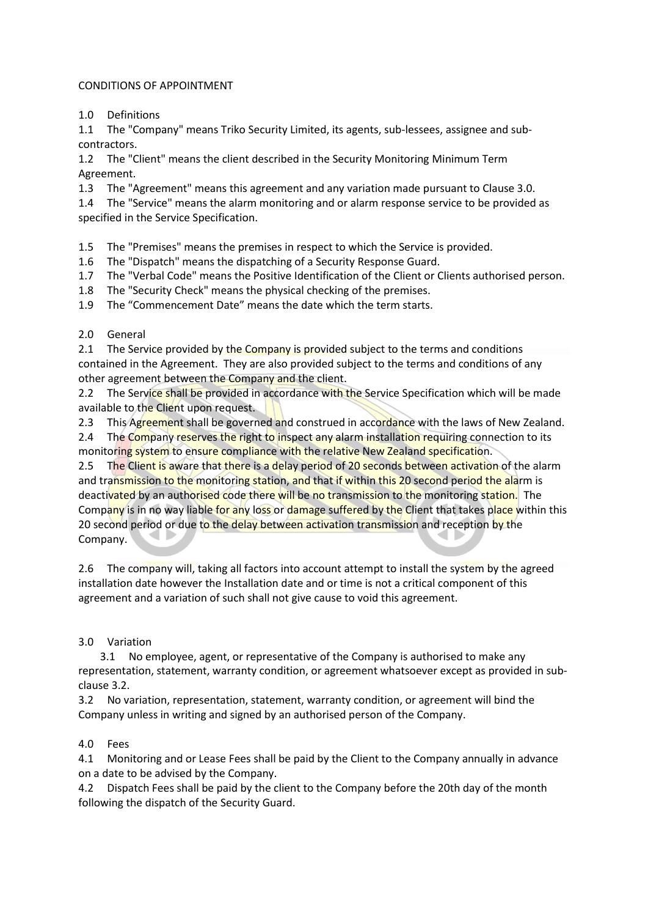# CONDITIONS OF APPOINTMENT

## 1.0 Definitions

1.1 The "Company" means Triko Security Limited, its agents, sub-lessees, assignee and sub-contractors.

1.2 The "Client" means the client described in the Security Monitoring Minimum Term Agreement.

1.3 The "Agreement" means this agreement and any variation made pursuant to Clause 3.0.

1.4 The "Service" means the alarm monitoring and or alarm response service to be provided as specified in the Service Specification.

1.5 The "Premises" means the premises in respect to which the Service is provided.

1.6 The "Dispatch" means the dispatching of a Security Response Guard.

1.7 The "Verbal Code" means the Positive Identification of the Client or Clients authorised person.

1.8 The "Security Check" means the physical checking of the premises.

1.9 The "Commencement Date" means the date which the term starts.

## 2.0 General

2.1 The Service provided by the Company is provided subject to the terms and conditions contained in the Agreement. They are also provided subject to the terms and conditions of any other agreement between the Company and the client.

2.2 The Service shall be provided in accordance with the Service Specification which will be made available to the Client upon request.

2.3 This Agreement shall be governed and construed in accordance with the laws of New Zealand.

2.4 The Company reserves the right to inspect any alarm installation requiring connection to its monitoring system to ensure compliance with the relative New Zealand specification.

2.5 The Client is aware that there is a delay period of 20 seconds between activation of the alarm and transmission to the monitoring station, and that if within this 20 second period the alarm is deactivated by an authorised code there will be no transmission to the monitoring station. The Company is in no way liable for any loss or damage suffered by the Client that takes place within this 20 second period or due to the delay between activation transmission and reception by the Company.

2.6 The company will, taking all factors into account attempt to install the system by the agreed installation date however the Installation date and or time is not a critical component of this agreement and a variation of such shall not give cause to void this agreement.

## 3.0 Variation

3.1 No employee, agent, or representative of the Company is authorised to make any representation, statement, warranty condition, or agreement whatsoever except as provided in sub-clause 3.2.

3.2 No variation, representation, statement, warranty condition, or agreement will bind the Company unless in writing and signed by an authorised person of the Company.

## 4.0 Fees

4.1 Monitoring and or Lease Fees shall be paid by the Client to the Company annually in advance on a date to be advised by the Company.

4.2 Dispatch Fees shall be paid by the client to the Company before the 20th day of the month following the dispatch of the Security Guard.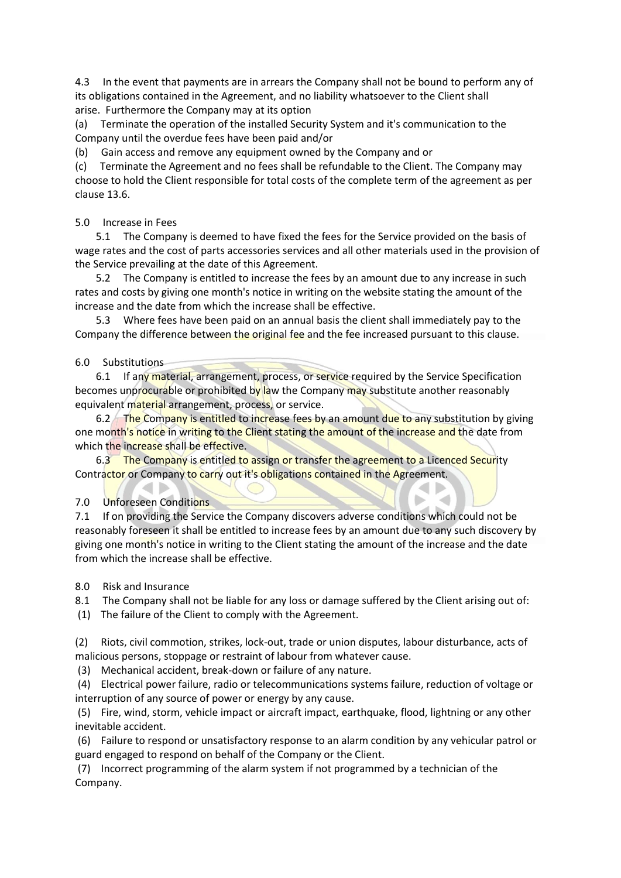4.3 In the event that payments are in arrears the Company shall not be bound to perform any of its obligations contained in the Agreement, and no liability whatsoever to the Client shall arise. Furthermore the Company may at its option

(a) Terminate the operation of the installed Security System and it's communication to the Company until the overdue fees have been paid and/or

(b) Gain access and remove any equipment owned by the Company and or

(c) Terminate the Agreement and no fees shall be refundable to the Client. The Company may choose to hold the Client responsible for total costs of the complete term of the agreement as per clause 13.6.

5.0 Increase in Fees

5.1 The Company is deemed to have fixed the fees for the Service provided on the basis of wage rates and the cost of parts accessories services and all other materials used in the provision of the Service prevailing at the date of this Agreement.

5.2 The Company is entitled to increase the fees by an amount due to any increase in such rates and costs by giving one month's notice in writing on the website stating the amount of the increase and the date from which the increase shall be effective.

5.3 Where fees have been paid on an annual basis the client shall immediately pay to the Company the difference between the original fee and the fee increased pursuant to this clause.

6.0 Substitutions

6.1 If any material, arrangement, process, or service required by the Service Specification becomes unprocurable or prohibited by law the Company may substitute another reasonably equivalent material arrangement, process, or service.

6.2 The Company is entitled to increase fees by an amount due to any substitution by giving one month's notice in writing to the Client stating the amount of the increase and the date from which the increase shall be effective.

6.3 The Company is entitled to assign or transfer the agreement to a Licenced Security Contractor or Company to carry out it's obligations contained in the Agreement.

7.0 Unforeseen Conditions

7.1 If on providing the Service the Company discovers adverse conditions which could not be reasonably foreseen it shall be entitled to increase fees by an amount due to any such discovery by giving one month's notice in writing to the Client stating the amount of the increase and the date from which the increase shall be effective.

8.0 Risk and Insurance

8.1 The Company shall not be liable for any loss or damage suffered by the Client arising out of:

(1) The failure of the Client to comply with the Agreement.

(2) Riots, civil commotion, strikes, lock-out, trade or union disputes, labour disturbance, acts of malicious persons, stoppage or restraint of labour from whatever cause.

(3) Mechanical accident, break-down or failure of any nature.

(4) Electrical power failure, radio or telecommunications systems failure, reduction of voltage or interruption of any source of power or energy by any cause.

(5) Fire, wind, storm, vehicle impact or aircraft impact, earthquake, flood, lightning or any other inevitable accident.

(6) Failure to respond or unsatisfactory response to an alarm condition by any vehicular patrol or guard engaged to respond on behalf of the Company or the Client.

(7) Incorrect programming of the alarm system if not programmed by a technician of the Company.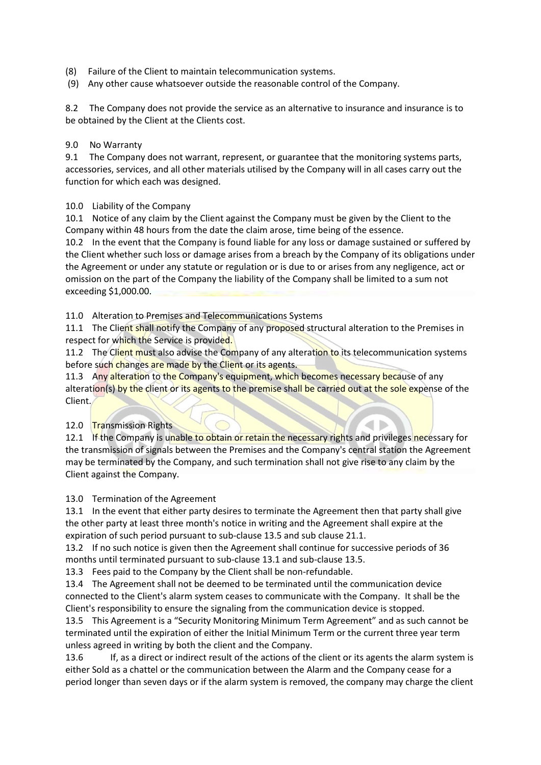(8) Failure of the Client to maintain telecommunication systems.

(9) Any other cause whatsoever outside the reasonable control of the Company.

8.2 The Company does not provide the service as an alternative to insurance and insurance is to be obtained by the Client at the Clients cost.

9.0 No Warranty

9.1 The Company does not warrant, represent, or guarantee that the monitoring systems parts, accessories, services, and all other materials utilised by the Company will in all cases carry out the function for which each was designed.

10.0 Liability of the Company

10.1 Notice of any claim by the Client against the Company must be given by the Client to the Company within 48 hours from the date the claim arose, time being of the essence.

10.2 In the event that the Company is found liable for any loss or damage sustained or suffered by the Client whether such loss or damage arises from a breach by the Company of its obligations under the Agreement or under any statute or regulation or is due to or arises from any negligence, act or omission on the part of the Company the liability of the Company shall be limited to a sum not exceeding $1,000.00.

11.0 Alteration to Premises and Telecommunications Systems

11.1 The Client shall notify the Company of any proposed structural alteration to the Premises in respect for which the Service is provided.

11.2 The Client must also advise the Company of any alteration to its telecommunication systems before such changes are made by the Client or its agents.

11.3 Any alteration to the Company's equipment, which becomes necessary because of any alteration(s) by the client or its agents to the premise shall be carried out at the sole expense of the Client.

12.0 Transmission Rights

12.1 If the Company is unable to obtain or retain the necessary rights and privileges necessary for the transmission of signals between the Premises and the Company's central station the Agreement may be terminated by the Company, and such termination shall not give rise to any claim by the Client against the Company.

13.0 Termination of the Agreement

13.1 In the event that either party desires to terminate the Agreement then that party shall give the other party at least three month's notice in writing and the Agreement shall expire at the expiration of such period pursuant to sub-clause 13.5 and sub clause 21.1.

13.2 If no such notice is given then the Agreement shall continue for successive periods of 36 months until terminated pursuant to sub-clause 13.1 and sub-clause 13.5.

13.3 Fees paid to the Company by the Client shall be non-refundable.

13.4 The Agreement shall not be deemed to be terminated until the communication device connected to the Client's alarm system ceases to communicate with the Company. It shall be the Client's responsibility to ensure the signaling from the communication device is stopped.

13.5 This Agreement is a "Security Monitoring Minimum Term Agreement" and as such cannot be terminated until the expiration of either the Initial Minimum Term or the current three year term unless agreed in writing by both the client and the Company.

13.6 If, as a direct or indirect result of the actions of the client or its agents the alarm system is either Sold as a chattel or the communication between the Alarm and the Company cease for a period longer than seven days or if the alarm system is removed, the company may charge the client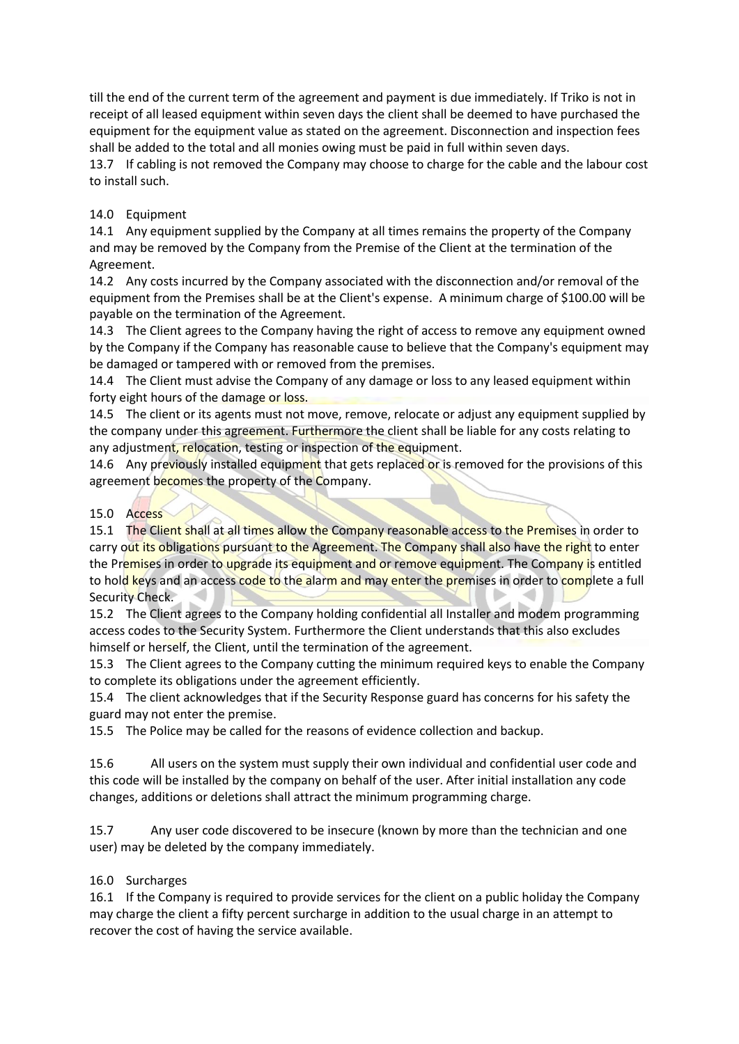till the end of the current term of the agreement and payment is due immediately. If Triko is not in receipt of all leased equipment within seven days the client shall be deemed to have purchased the equipment for the equipment value as stated on the agreement. Disconnection and inspection fees shall be added to the total and all monies owing must be paid in full within seven days.

13.7 If cabling is not removed the Company may choose to charge for the cable and the labour cost to install such.

14.0 Equipment

14.1 Any equipment supplied by the Company at all times remains the property of the Company and may be removed by the Company from the Premise of the Client at the termination of the Agreement.

14.2 Any costs incurred by the Company associated with the disconnection and/or removal of the equipment from the Premises shall be at the Client's expense. A minimum charge of $100.00 will be payable on the termination of the Agreement.

14.3 The Client agrees to the Company having the right of access to remove any equipment owned by the Company if the Company has reasonable cause to believe that the Company's equipment may be damaged or tampered with or removed from the premises.

14.4 The Client must advise the Company of any damage or loss to any leased equipment within forty eight hours of the damage or loss.

14.5 The client or its agents must not move, remove, relocate or adjust any equipment supplied by the company under this agreement. Furthermore the client shall be liable for any costs relating to any adjustment, relocation, testing or inspection of the equipment.

14.6 Any previously installed equipment that gets replaced or is removed for the provisions of this agreement becomes the property of the Company.

15.0 Access

15.1 The Client shall at all times allow the Company reasonable access to the Premises in order to carry out its obligations pursuant to the Agreement. The Company shall also have the right to enter the Premises in order to upgrade its equipment and or remove equipment. The Company is entitled to hold keys and an access code to the alarm and may enter the premises in order to complete a full Security Check.

15.2 The Client agrees to the Company holding confidential all Installer and modem programming access codes to the Security System. Furthermore the Client understands that this also excludes himself or herself, the Client, until the termination of the agreement.

15.3 The Client agrees to the Company cutting the minimum required keys to enable the Company to complete its obligations under the agreement efficiently.

15.4 The client acknowledges that if the Security Response guard has concerns for his safety the guard may not enter the premise.

15.5 The Police may be called for the reasons of evidence collection and backup.

15.6 All users on the system must supply their own individual and confidential user code and this code will be installed by the company on behalf of the user. After initial installation any code changes, additions or deletions shall attract the minimum programming charge.

15.7 Any user code discovered to be insecure (known by more than the technician and one user) may be deleted by the company immediately.

16.0 Surcharges

16.1 If the Company is required to provide services for the client on a public holiday the Company may charge the client a fifty percent surcharge in addition to the usual charge in an attempt to recover the cost of having the service available.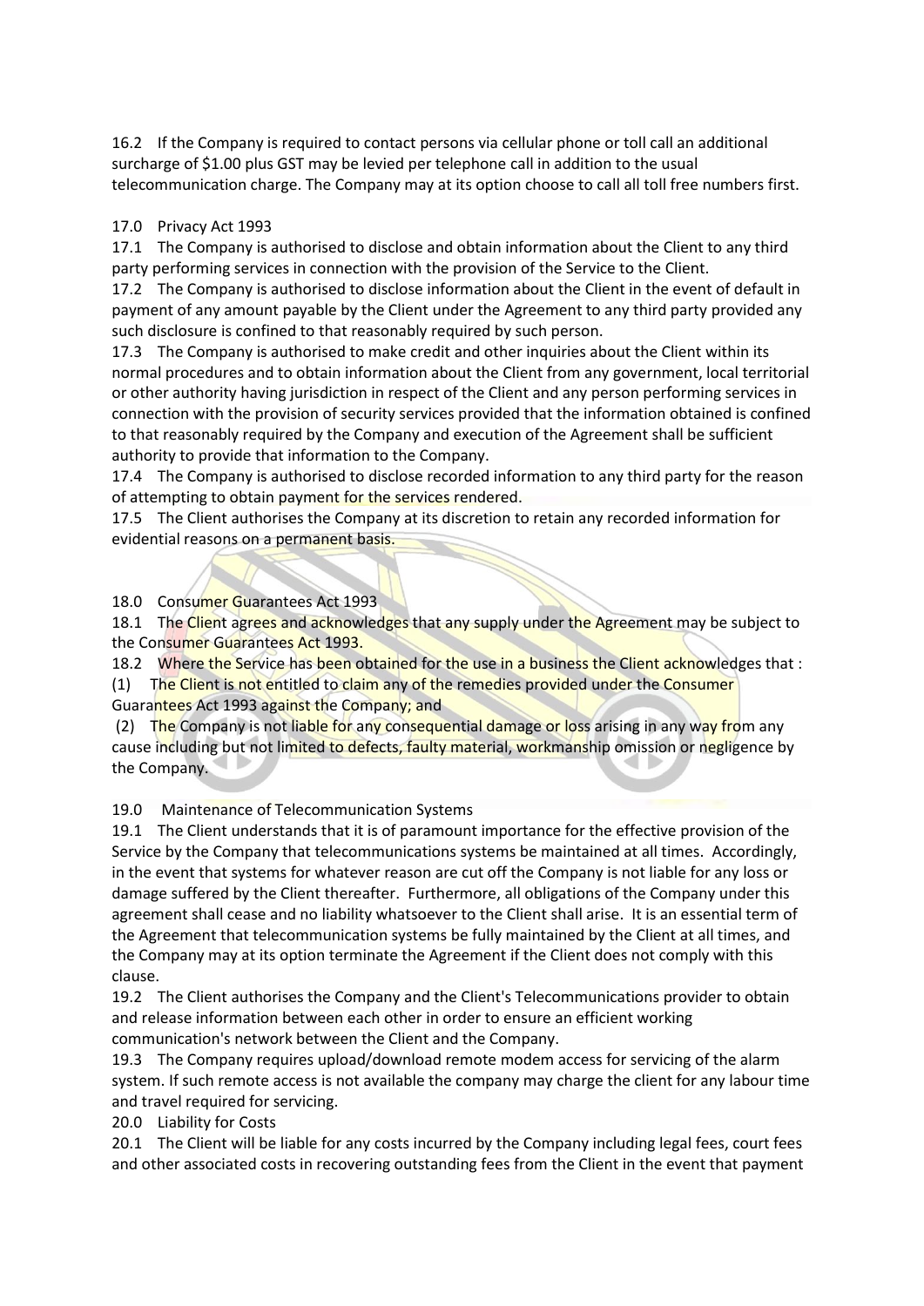16.2 If the Company is required to contact persons via cellular phone or toll call an additional surcharge of $1.00 plus GST may be levied per telephone call in addition to the usual telecommunication charge. The Company may at its option choose to call all toll free numbers first.

17.0 Privacy Act 1993

17.1 The Company is authorised to disclose and obtain information about the Client to any third party performing services in connection with the provision of the Service to the Client.

17.2 The Company is authorised to disclose information about the Client in the event of default in payment of any amount payable by the Client under the Agreement to any third party provided any such disclosure is confined to that reasonably required by such person.

17.3 The Company is authorised to make credit and other inquiries about the Client within its normal procedures and to obtain information about the Client from any government, local territorial or other authority having jurisdiction in respect of the Client and any person performing services in connection with the provision of security services provided that the information obtained is confined to that reasonably required by the Company and execution of the Agreement shall be sufficient authority to provide that information to the Company.

17.4 The Company is authorised to disclose recorded information to any third party for the reason of attempting to obtain payment for the services rendered.

17.5 The Client authorises the Company at its discretion to retain any recorded information for evidential reasons on a permanent basis.

18.0 Consumer Guarantees Act 1993

18.1 The Client agrees and acknowledges that any supply under the Agreement may be subject to the Consumer Guarantees Act 1993.

18.2 Where the Service has been obtained for the use in a business the Client acknowledges that :

(1) The Client is not entitled to claim any of the remedies provided under the Consumer Guarantees Act 1993 against the Company; and

(2) The Company is not liable for any consequential damage or loss arising in any way from any cause including but not limited to defects, faulty material, workmanship omission or negligence by the Company.

19.0 Maintenance of Telecommunication Systems

19.1 The Client understands that it is of paramount importance for the effective provision of the Service by the Company that telecommunications systems be maintained at all times. Accordingly, in the event that systems for whatever reason are cut off the Company is not liable for any loss or damage suffered by the Client thereafter. Furthermore, all obligations of the Company under this agreement shall cease and no liability whatsoever to the Client shall arise. It is an essential term of the Agreement that telecommunication systems be fully maintained by the Client at all times, and the Company may at its option terminate the Agreement if the Client does not comply with this clause.

19.2 The Client authorises the Company and the Client's Telecommunications provider to obtain and release information between each other in order to ensure an efficient working communication's network between the Client and the Company.

19.3 The Company requires upload/download remote modem access for servicing of the alarm system. If such remote access is not available the company may charge the client for any labour time and travel required for servicing.

20.0 Liability for Costs

20.1 The Client will be liable for any costs incurred by the Company including legal fees, court fees and other associated costs in recovering outstanding fees from the Client in the event that payment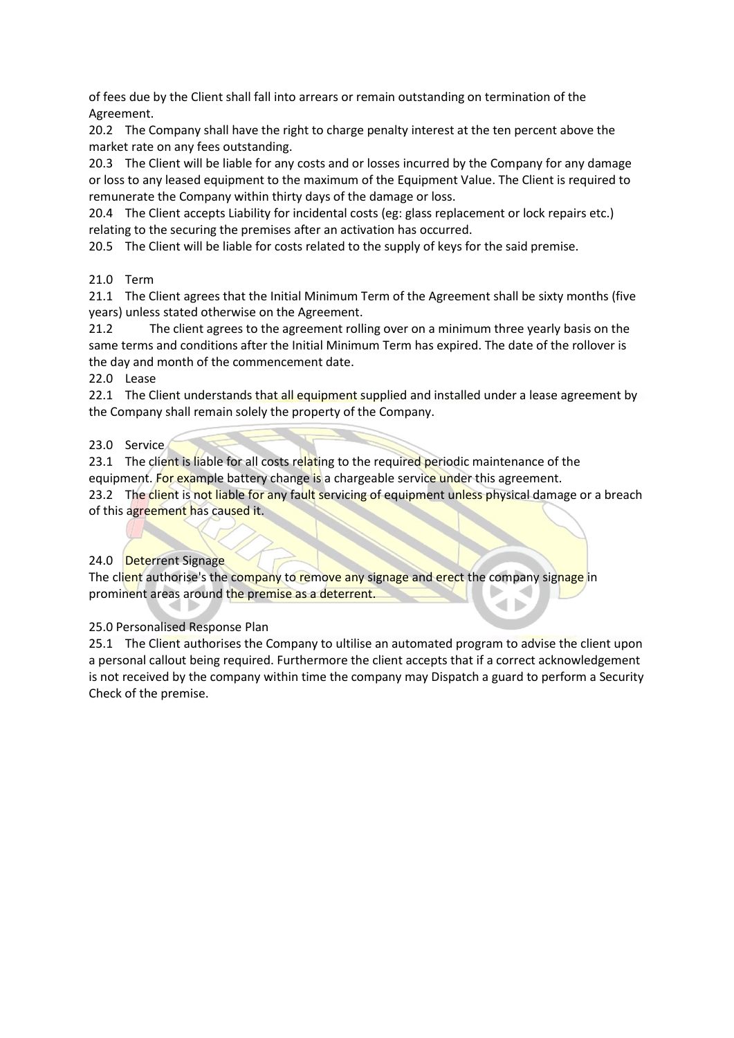of fees due by the Client shall fall into arrears or remain outstanding on termination of the Agreement.

20.2 The Company shall have the right to charge penalty interest at the ten percent above the market rate on any fees outstanding.

20.3 The Client will be liable for any costs and or losses incurred by the Company for any damage or loss to any leased equipment to the maximum of the Equipment Value. The Client is required to remunerate the Company within thirty days of the damage or loss.

20.4 The Client accepts Liability for incidental costs (eg: glass replacement or lock repairs etc.) relating to the securing the premises after an activation has occurred.

20.5 The Client will be liable for costs related to the supply of keys for the said premise.

21.0 Term

21.1 The Client agrees that the Initial Minimum Term of the Agreement shall be sixty months (five years) unless stated otherwise on the Agreement.

21.2 The client agrees to the agreement rolling over on a minimum three yearly basis on the same terms and conditions after the Initial Minimum Term has expired. The date of the rollover is the day and month of the commencement date.

22.0 Lease

22.1 The Client understands that all equipment supplied and installed under a lease agreement by the Company shall remain solely the property of the Company.

23.0 Service

23.1 The client is liable for all costs relating to the required periodic maintenance of the equipment. For example battery change is a chargeable service under this agreement.

23.2 The client is not liable for any fault servicing of equipment unless physical damage or a breach of this agreement has caused it.

24.0 Deterrent Signage

The client authorise's the company to remove any signage and erect the company signage in prominent areas around the premise as a deterrent.

25.0 Personalised Response Plan

25.1 The Client authorises the Company to ultilise an automated program to advise the client upon a personal callout being required. Furthermore the client accepts that if a correct acknowledgement is not received by the company within time the company may Dispatch a guard to perform a Security Check of the premise.